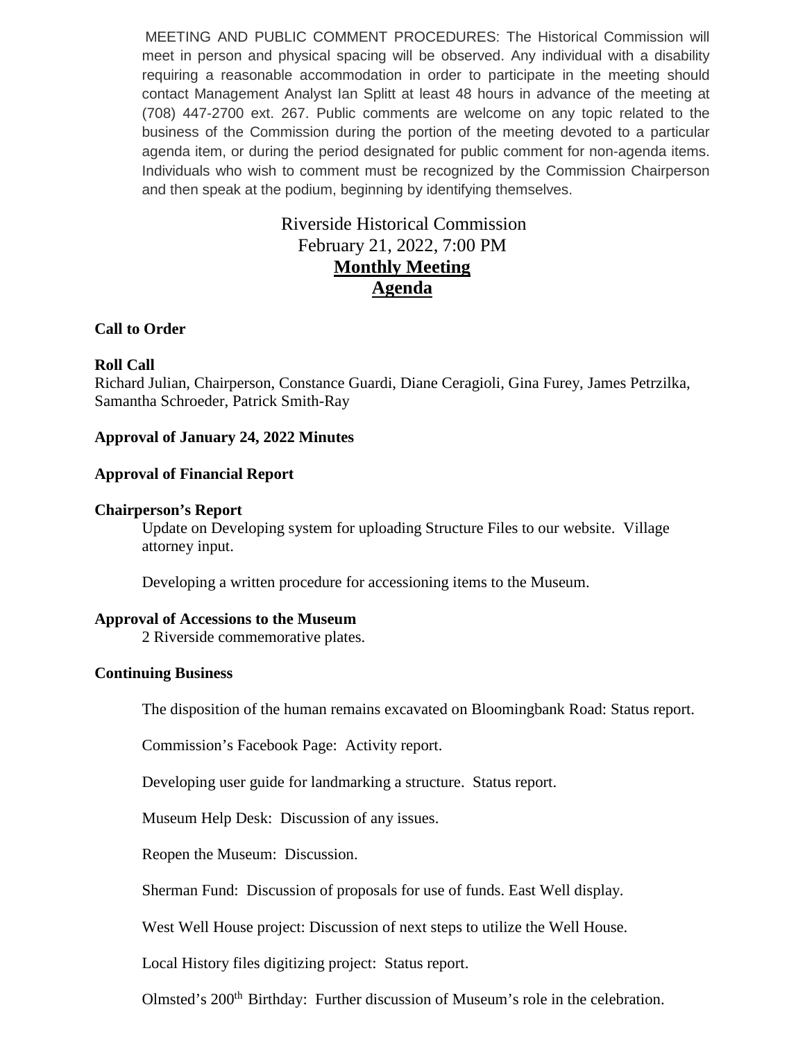MEETING AND PUBLIC COMMENT PROCEDURES: The Historical Commission will meet in person and physical spacing will be observed. Any individual with a disability requiring a reasonable accommodation in order to participate in the meeting should contact Management Analyst Ian Splitt at least 48 hours in advance of the meeting at (708) 447-2700 ext. 267. Public comments are welcome on any topic related to the business of the Commission during the portion of the meeting devoted to a particular agenda item, or during the period designated for public comment for non-agenda items. Individuals who wish to comment must be recognized by the Commission Chairperson and then speak at the podium, beginning by identifying themselves.

# Riverside Historical Commission
February 21, 2022, 7:00 PM

## Monthly Meeting
## Agenda

**Call to Order**

**Roll Call**

Richard Julian, Chairperson, Constance Guardi, Diane Ceragioli, Gina Furey, James Petrzilka, Samantha Schroeder, Patrick Smith-Ray

**Approval of January 24, 2022 Minutes**

**Approval of Financial Report**

**Chairperson's Report**

Update on Developing system for uploading Structure Files to our website. Village attorney input.

Developing a written procedure for accessioning items to the Museum.

**Approval of Accessions to the Museum**

2 Riverside commemorative plates.

**Continuing Business**

The disposition of the human remains excavated on Bloomingbank Road: Status report.

Commission's Facebook Page: Activity report.

Developing user guide for landmarking a structure. Status report.

Museum Help Desk: Discussion of any issues.

Reopen the Museum: Discussion.

Sherman Fund: Discussion of proposals for use of funds. East Well display.

West Well House project: Discussion of next steps to utilize the Well House.

Local History files digitizing project: Status report.

Olmsted's 200th Birthday: Further discussion of Museum's role in the celebration.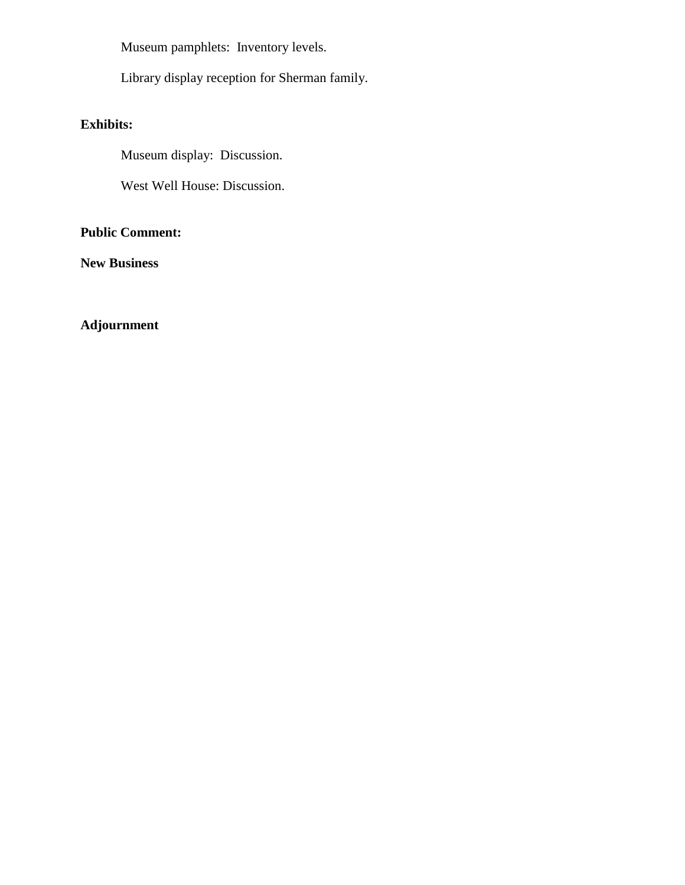Museum pamphlets:  Inventory levels.

Library display reception for Sherman family.

**Exhibits:**

Museum display:  Discussion.

West Well House: Discussion.

**Public Comment:**

**New Business**

**Adjournment**